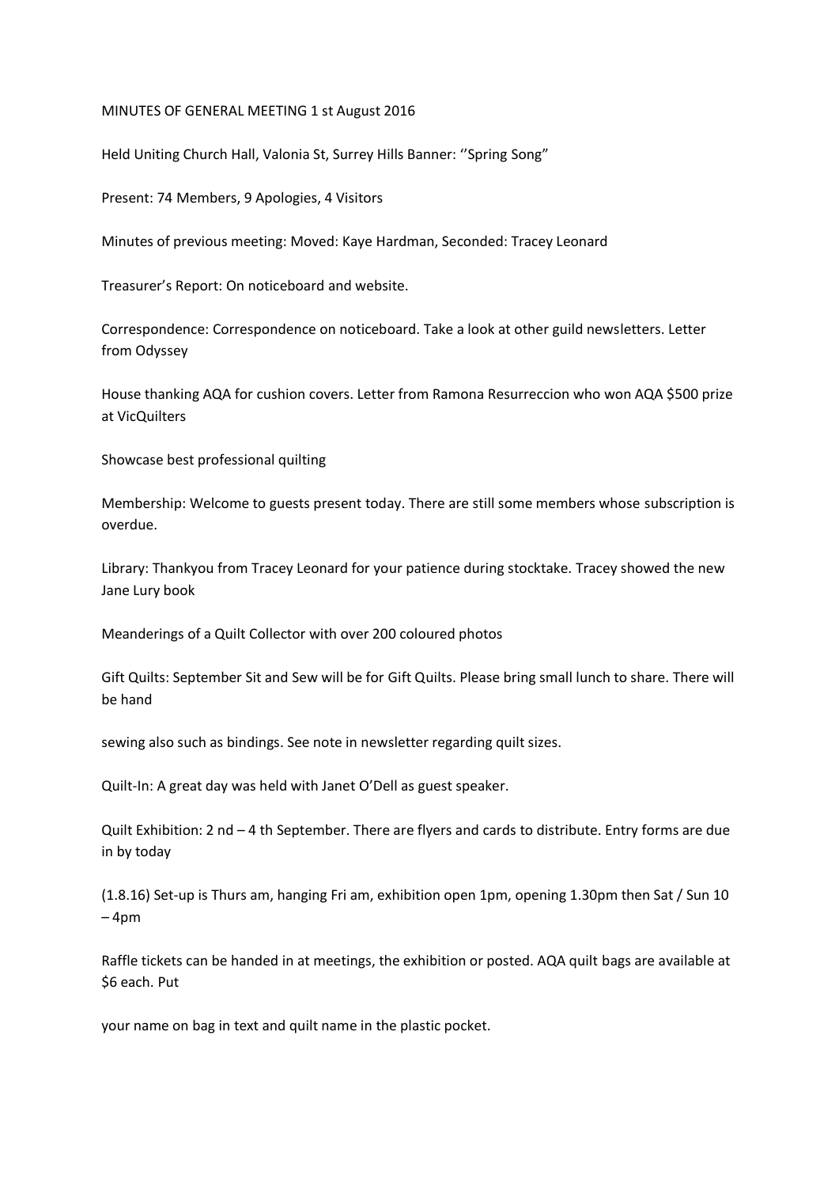MINUTES OF GENERAL MEETING 1 st August 2016

Held Uniting Church Hall, Valonia St, Surrey Hills Banner: ''Spring Song"

Present: 74 Members, 9 Apologies, 4 Visitors

Minutes of previous meeting: Moved: Kaye Hardman, Seconded: Tracey Leonard

Treasurer's Report: On noticeboard and website.

Correspondence: Correspondence on noticeboard. Take a look at other guild newsletters. Letter from Odyssey

House thanking AQA for cushion covers. Letter from Ramona Resurreccion who won AQA $500 prize at VicQuilters

Showcase best professional quilting

Membership: Welcome to guests present today. There are still some members whose subscription is overdue.

Library: Thankyou from Tracey Leonard for your patience during stocktake. Tracey showed the new Jane Lury book

Meanderings of a Quilt Collector with over 200 coloured photos

Gift Quilts: September Sit and Sew will be for Gift Quilts. Please bring small lunch to share. There will be hand

sewing also such as bindings. See note in newsletter regarding quilt sizes.

Quilt-In: A great day was held with Janet O'Dell as guest speaker.

Quilt Exhibition: 2 nd – 4 th September. There are flyers and cards to distribute. Entry forms are due in by today

(1.8.16) Set-up is Thurs am, hanging Fri am, exhibition open 1pm, opening 1.30pm then Sat / Sun 10 – 4pm

Raffle tickets can be handed in at meetings, the exhibition or posted. AQA quilt bags are available at $6 each. Put

your name on bag in text and quilt name in the plastic pocket.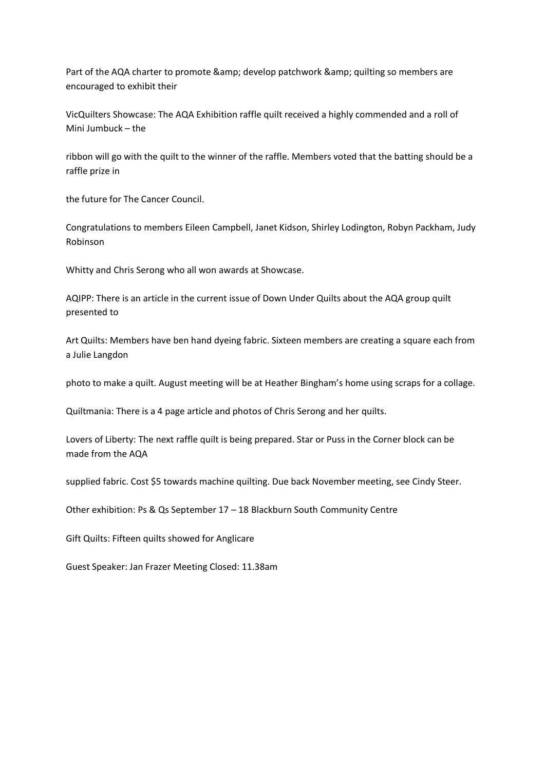Part of the AQA charter to promote &amp; develop patchwork &amp; quilting so members are encouraged to exhibit their

VicQuilters Showcase: The AQA Exhibition raffle quilt received a highly commended and a roll of Mini Jumbuck – the

ribbon will go with the quilt to the winner of the raffle. Members voted that the batting should be a raffle prize in

the future for The Cancer Council.

Congratulations to members Eileen Campbell, Janet Kidson, Shirley Lodington, Robyn Packham, Judy Robinson

Whitty and Chris Serong who all won awards at Showcase.

AQIPP: There is an article in the current issue of Down Under Quilts about the AQA group quilt presented to

Art Quilts: Members have ben hand dyeing fabric. Sixteen members are creating a square each from a Julie Langdon

photo to make a quilt. August meeting will be at Heather Bingham's home using scraps for a collage.

Quiltmania: There is a 4 page article and photos of Chris Serong and her quilts.

Lovers of Liberty: The next raffle quilt is being prepared. Star or Puss in the Corner block can be made from the AQA

supplied fabric. Cost $5 towards machine quilting. Due back November meeting, see Cindy Steer.

Other exhibition: Ps & Qs September 17 – 18 Blackburn South Community Centre

Gift Quilts: Fifteen quilts showed for Anglicare

Guest Speaker: Jan Frazer Meeting Closed: 11.38am